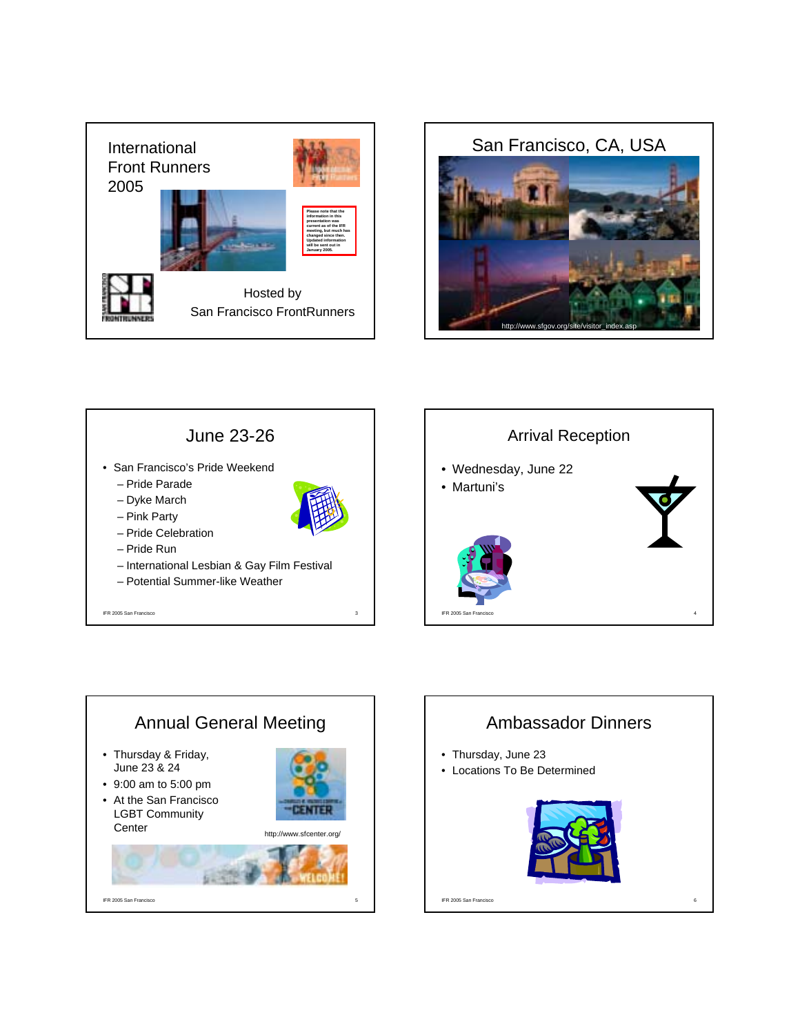# International Front Runners 2005

Please note that the information in this presentation was current as of the IFR meeting, but much has changed since then. Updated information will be sent out in January 2005.

Hosted by San Francisco FrontRunners

# San Francisco, CA, USA

http://www.sfgov.org/site/visitor_index.asp

# June 23-26

- San Francisco's Pride Weekend
  - Pride Parade
  - Dyke March
  - Pink Party
  - Pride Celebration
  - Pride Run
  - International Lesbian & Gay Film Festival
  - Potential Summer-like Weather

# Arrival Reception

- Wednesday, June 22
- Martuni's

# Annual General Meeting

- Thursday & Friday, June 23 & 24
- 9:00 am to 5:00 pm
- At the San Francisco LGBT Community Center

http://www.sfcenter.org/

# Ambassador Dinners

- Thursday, June 23
- Locations To Be Determined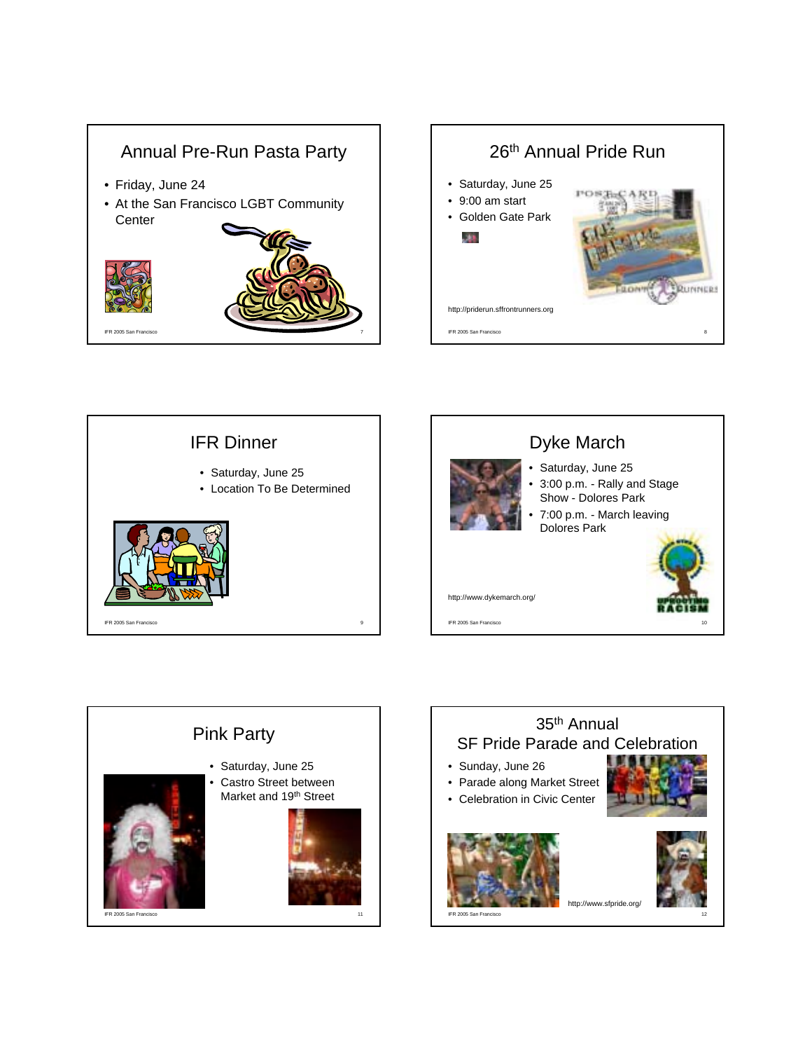## Annual Pre-Run Pasta Party

- Friday, June 24
- At the San Francisco LGBT Community Center

## 26th Annual Pride Run

- Saturday, June 25
- 9:00 am start
- Golden Gate Park

http://priderun.sffrontrunners.org

## IFR Dinner

- Saturday, June 25
- Location To Be Determined

## Dyke March

- Saturday, June 25
- 3:00 p.m. - Rally and Stage Show - Dolores Park
- 7:00 p.m. - March leaving Dolores Park

http://www.dykemarch.org/

## Pink Party

- Saturday, June 25
- Castro Street between Market and 19th Street

## 35th Annual SF Pride Parade and Celebration

- Sunday, June 26
- Parade along Market Street
- Celebration in Civic Center

http://www.sfpride.org/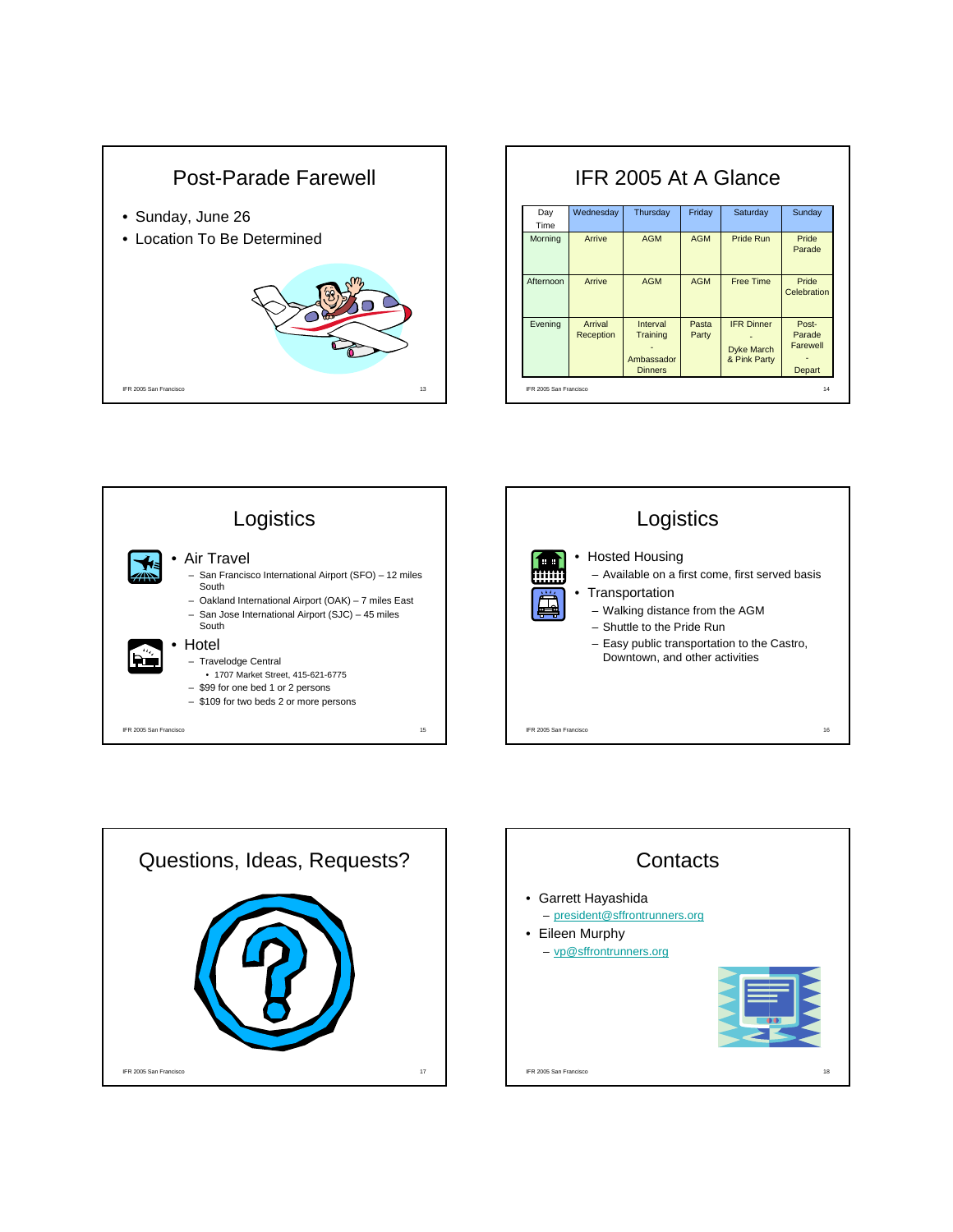## Post-Parade Farewell

- Sunday, June 26
- Location To Be Determined

## IFR 2005 At A Glance

| Day Time | Wednesday | Thursday | Friday | Saturday | Sunday |
|---|---|---|---|---|---|
| Morning | Arrive | AGM | AGM | Pride Run | Pride Parade |
| Afternoon | Arrive | AGM | AGM | Free Time | Pride Celebration |
| Evening | Arrival Reception | Interval Training - Ambassador Dinners | Pasta Party | IFR Dinner - Dyke March & Pink Party | Post-Parade Farewell - Depart |

## Logistics

- Air Travel
  - San Francisco International Airport (SFO) – 12 miles South
  - Oakland International Airport (OAK) – 7 miles East
  - San Jose International Airport (SJC) – 45 miles South
- Hotel
  - Travelodge Central
    - 1707 Market Street, 415-621-6775
  - $99 for one bed 1 or 2 persons
  - $109 for two beds 2 or more persons

## Logistics

- Hosted Housing
  - Available on a first come, first served basis
- Transportation
  - Walking distance from the AGM
  - Shuttle to the Pride Run
  - Easy public transportation to the Castro, Downtown, and other activities

## Questions, Ideas, Requests?

## Contacts

- Garrett Hayashida
  - president@sffrontrunners.org
- Eileen Murphy
  - vp@sffrontrunners.org